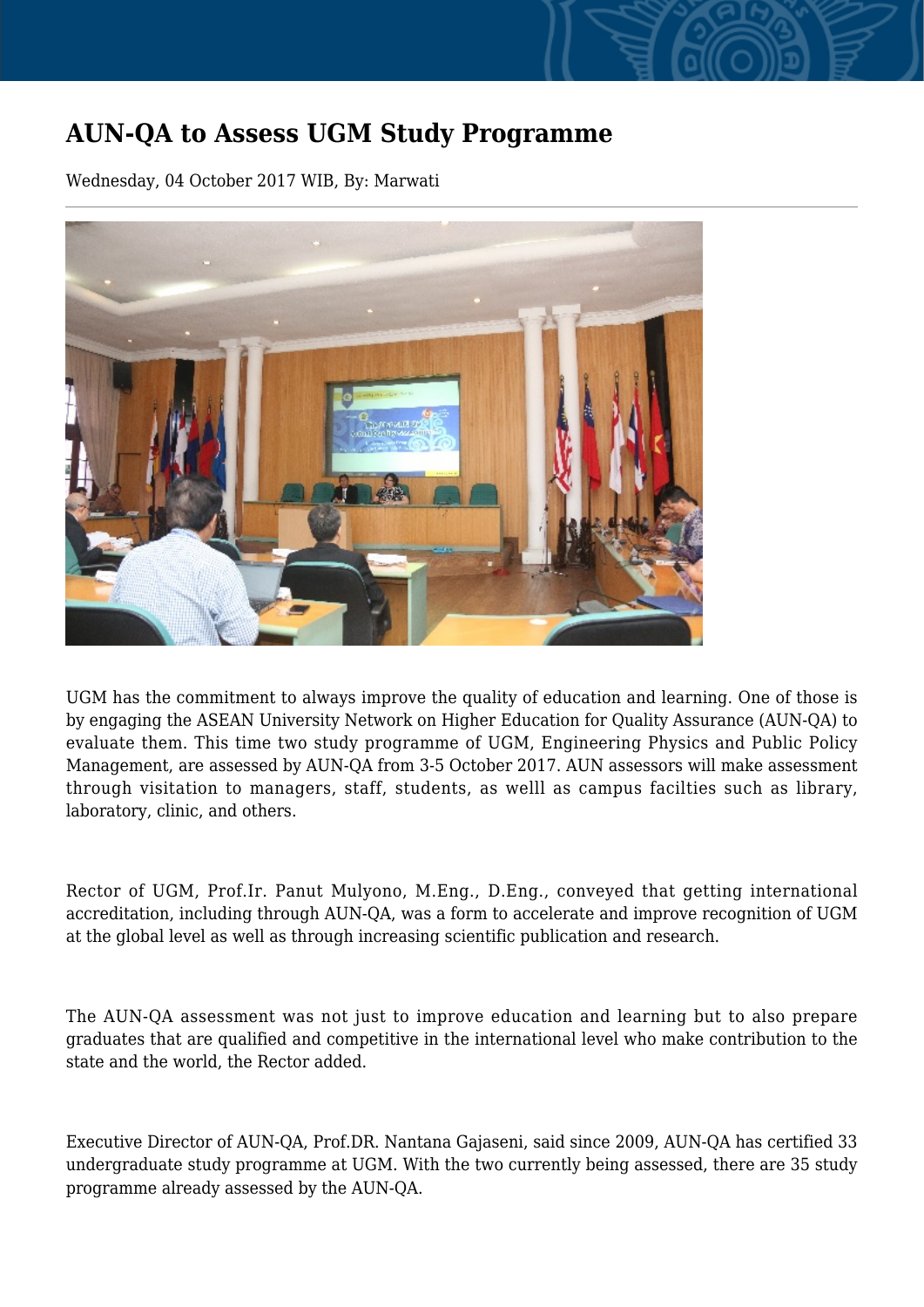# AUN-QA to Assess UGM Study Programme

Wednesday, 04 October 2017 WIB, By: Marwati

UGM has the commitment to always improve the quality of education and learning. One of those is by engaging the ASEAN University Network on Higher Education for Quality Assurance (AUN-QA) to evaluate them. This time two study programme of UGM, Engineering Physics and Public Policy Management, are assessed by AUN-QA from 3-5 October 2017. AUN assessors will make assessment through visitation to managers, staff, students, as welll as campus facilties such as library, laboratory, clinic, and others.

Rector of UGM, Prof.Ir. Panut Mulyono, M.Eng., D.Eng., conveyed that getting international accreditation, including through AUN-QA, was a form to accelerate and improve recognition of UGM at the global level as well as through increasing scientific publication and research.

The AUN-QA assessment was not just to improve education and learning but to also prepare graduates that are qualified and competitive in the international level who make contribution to the state and the world, the Rector added.

Executive Director of AUN-QA, Prof.DR. Nantana Gajaseni, said since 2009, AUN-QA has certified 33 undergraduate study programme at UGM. With the two currently being assessed, there are 35 study programme already assessed by the AUN-QA.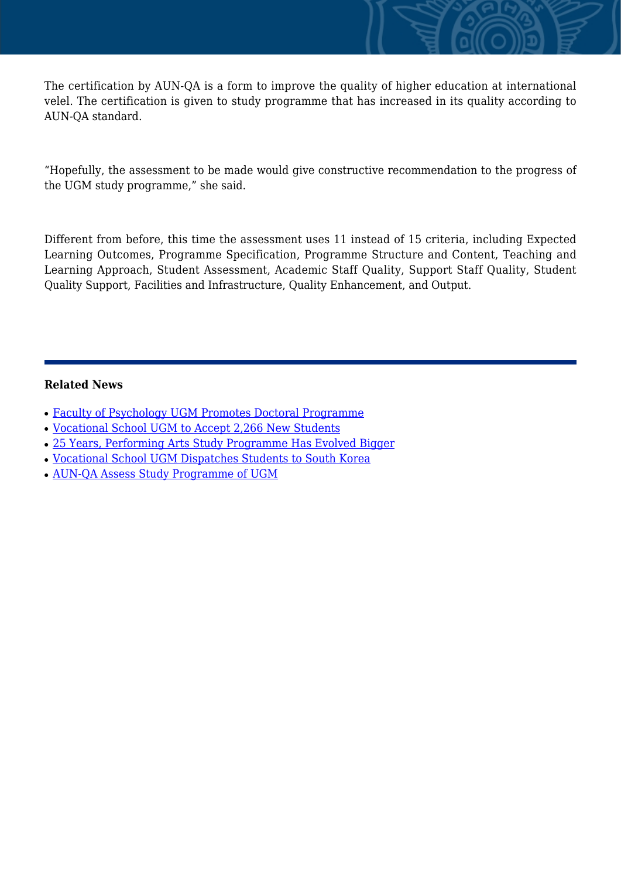The certification by AUN-QA is a form to improve the quality of higher education at international velel. The certification is given to study programme that has increased in its quality according to AUN-QA standard.

“Hopefully, the assessment to be made would give constructive recommendation to the progress of the UGM study programme,” she said.

Different from before, this time the assessment uses 11 instead of 15 criteria, including Expected Learning Outcomes, Programme Specification, Programme Structure and Content, Teaching and Learning Approach, Student Assessment, Academic Staff Quality, Support Staff Quality, Student Quality Support, Facilities and Infrastructure, Quality Enhancement, and Output.

---

**Related News**

- Faculty of Psychology UGM Promotes Doctoral Programme
- Vocational School UGM to Accept 2,266 New Students
- 25 Years, Performing Arts Study Programme Has Evolved Bigger
- Vocational School UGM Dispatches Students to South Korea
- AUN-QA Assess Study Programme of UGM